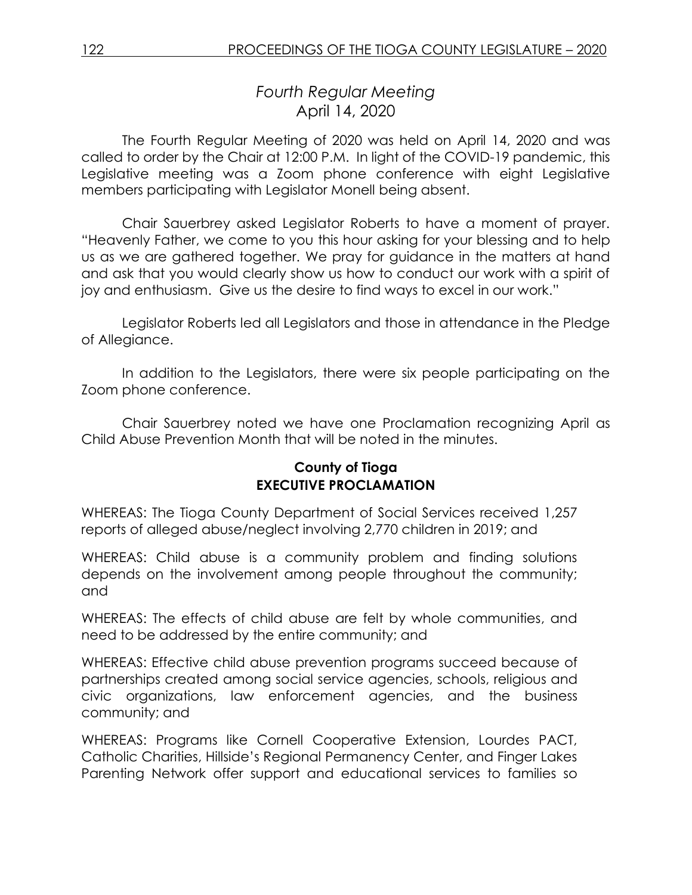## *Fourth Regular Meeting*
### April 14, 2020

The Fourth Regular Meeting of 2020 was held on April 14, 2020 and was called to order by the Chair at 12:00 P.M. In light of the COVID-19 pandemic, this Legislative meeting was a Zoom phone conference with eight Legislative members participating with Legislator Monell being absent.

Chair Sauerbrey asked Legislator Roberts to have a moment of prayer. "Heavenly Father, we come to you this hour asking for your blessing and to help us as we are gathered together. We pray for guidance in the matters at hand and ask that you would clearly show us how to conduct our work with a spirit of joy and enthusiasm. Give us the desire to find ways to excel in our work."

Legislator Roberts led all Legislators and those in attendance in the Pledge of Allegiance.

In addition to the Legislators, there were six people participating on the Zoom phone conference.

Chair Sauerbrey noted we have one Proclamation recognizing April as Child Abuse Prevention Month that will be noted in the minutes.

**County of Tioga**
**EXECUTIVE PROCLAMATION**

WHEREAS: The Tioga County Department of Social Services received 1,257 reports of alleged abuse/neglect involving 2,770 children in 2019; and

WHEREAS: Child abuse is a community problem and finding solutions depends on the involvement among people throughout the community; and

WHEREAS: The effects of child abuse are felt by whole communities, and need to be addressed by the entire community; and

WHEREAS: Effective child abuse prevention programs succeed because of partnerships created among social service agencies, schools, religious and civic organizations, law enforcement agencies, and the business community; and

WHEREAS: Programs like Cornell Cooperative Extension, Lourdes PACT, Catholic Charities, Hillside's Regional Permanency Center, and Finger Lakes Parenting Network offer support and educational services to families so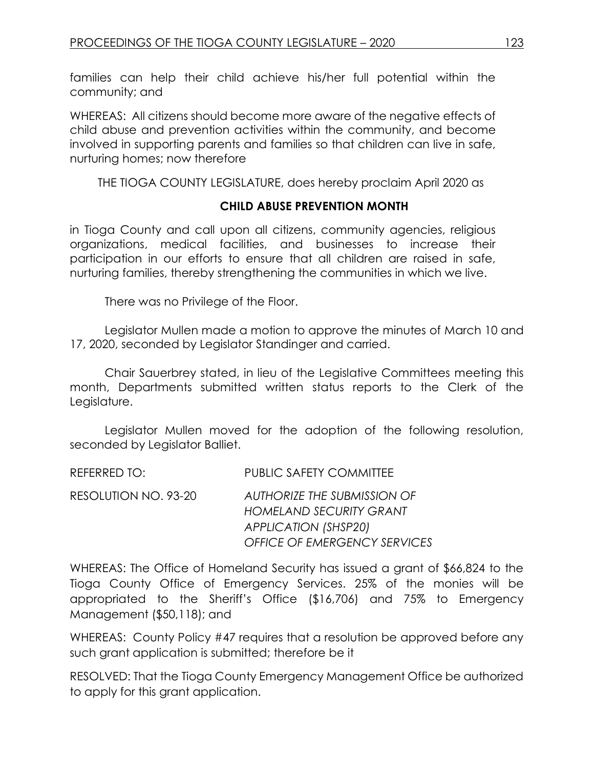families can help their child achieve his/her full potential within the community; and

WHEREAS: All citizens should become more aware of the negative effects of child abuse and prevention activities within the community, and become involved in supporting parents and families so that children can live in safe, nurturing homes; now therefore

THE TIOGA COUNTY LEGISLATURE, does hereby proclaim April 2020 as

**CHILD ABUSE PREVENTION MONTH**

in Tioga County and call upon all citizens, community agencies, religious organizations, medical facilities, and businesses to increase their participation in our efforts to ensure that all children are raised in safe, nurturing families, thereby strengthening the communities in which we live.

There was no Privilege of the Floor.

Legislator Mullen made a motion to approve the minutes of March 10 and 17, 2020, seconded by Legislator Standinger and carried.

Chair Sauerbrey stated, in lieu of the Legislative Committees meeting this month, Departments submitted written status reports to the Clerk of the Legislature.

Legislator Mullen moved for the adoption of the following resolution, seconded by Legislator Balliet.

REFERRED TO: PUBLIC SAFETY COMMITTEE

RESOLUTION NO. 93-20 *AUTHORIZE THE SUBMISSION OF HOMELAND SECURITY GRANT APPLICATION (SHSP20) OFFICE OF EMERGENCY SERVICES*

WHEREAS: The Office of Homeland Security has issued a grant of $66,824 to the Tioga County Office of Emergency Services. 25% of the monies will be appropriated to the Sheriff's Office ($16,706) and 75% to Emergency Management ($50,118); and

WHEREAS: County Policy #47 requires that a resolution be approved before any such grant application is submitted; therefore be it

RESOLVED: That the Tioga County Emergency Management Office be authorized to apply for this grant application.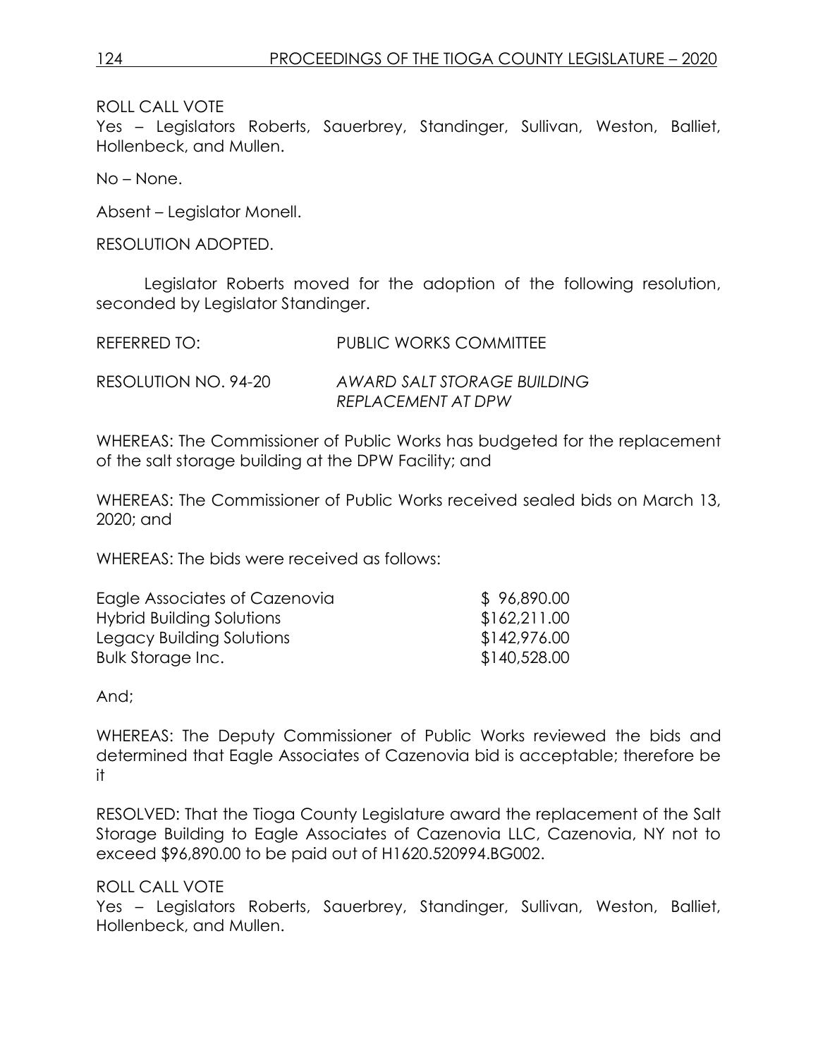ROLL CALL VOTE
Yes – Legislators Roberts, Sauerbrey, Standinger, Sullivan, Weston, Balliet, Hollenbeck, and Mullen.

No – None.

Absent – Legislator Monell.

RESOLUTION ADOPTED.

Legislator Roberts moved for the adoption of the following resolution, seconded by Legislator Standinger.

REFERRED TO: PUBLIC WORKS COMMITTEE

RESOLUTION NO. 94-20 *AWARD SALT STORAGE BUILDING REPLACEMENT AT DPW*

WHEREAS: The Commissioner of Public Works has budgeted for the replacement of the salt storage building at the DPW Facility; and

WHEREAS: The Commissioner of Public Works received sealed bids on March 13, 2020; and

WHEREAS: The bids were received as follows:

| | |
|---|---|
| Eagle Associates of Cazenovia | $ 96,890.00 |
| Hybrid Building Solutions | $162,211.00 |
| Legacy Building Solutions | $142,976.00 |
| Bulk Storage Inc. | $140,528.00 |

And;

WHEREAS: The Deputy Commissioner of Public Works reviewed the bids and determined that Eagle Associates of Cazenovia bid is acceptable; therefore be it

RESOLVED: That the Tioga County Legislature award the replacement of the Salt Storage Building to Eagle Associates of Cazenovia LLC, Cazenovia, NY not to exceed $96,890.00 to be paid out of H1620.520994.BG002.

ROLL CALL VOTE
Yes – Legislators Roberts, Sauerbrey, Standinger, Sullivan, Weston, Balliet, Hollenbeck, and Mullen.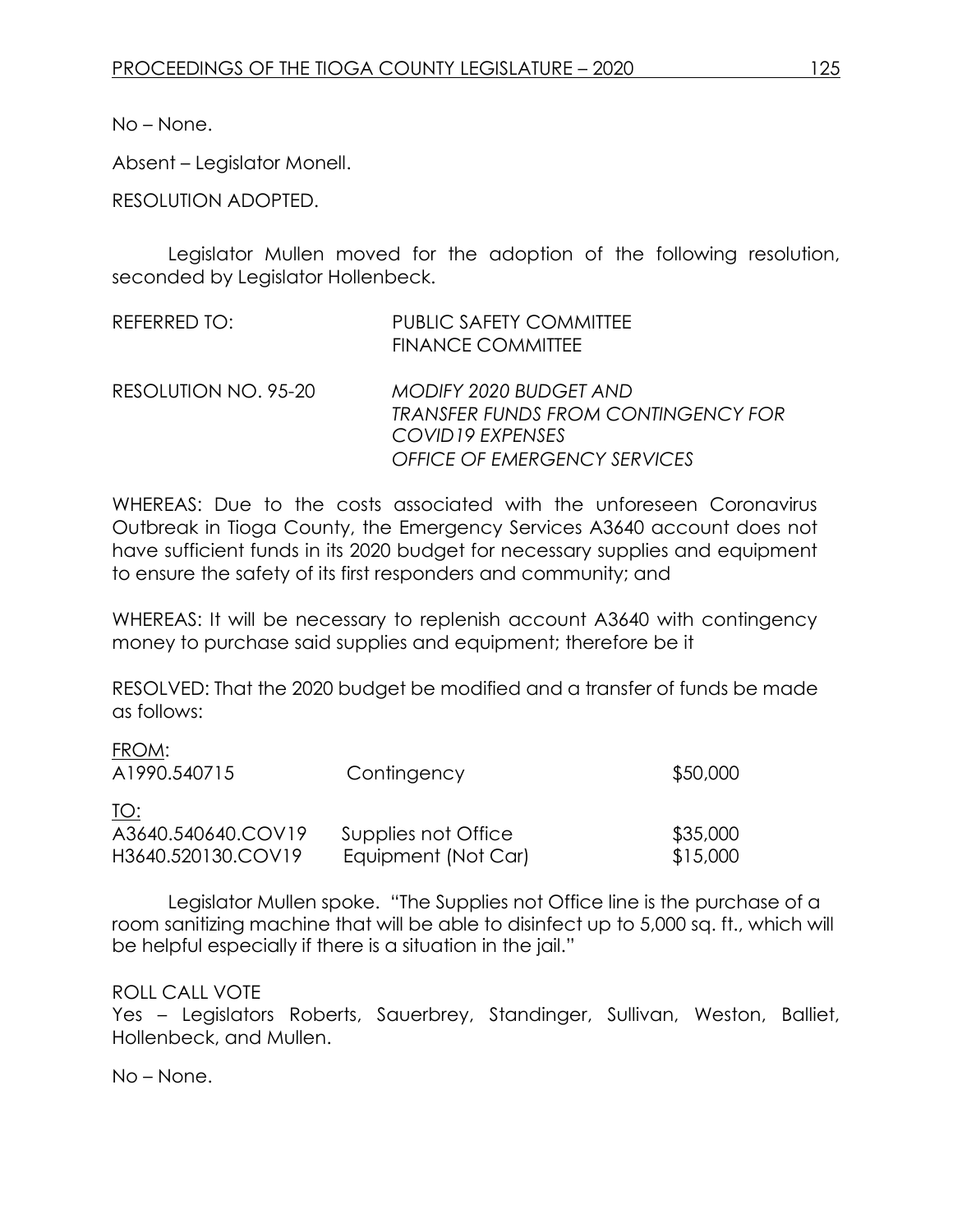No – None.

Absent – Legislator Monell.

RESOLUTION ADOPTED.

Legislator Mullen moved for the adoption of the following resolution, seconded by Legislator Hollenbeck.

REFERRED TO: PUBLIC SAFETY COMMITTEE
FINANCE COMMITTEE

RESOLUTION NO. 95-20 *MODIFY 2020 BUDGET AND TRANSFER FUNDS FROM CONTINGENCY FOR COVID19 EXPENSES OFFICE OF EMERGENCY SERVICES*

WHEREAS: Due to the costs associated with the unforeseen Coronavirus Outbreak in Tioga County, the Emergency Services A3640 account does not have sufficient funds in its 2020 budget for necessary supplies and equipment to ensure the safety of its first responders and community; and

WHEREAS: It will be necessary to replenish account A3640 with contingency money to purchase said supplies and equipment; therefore be it

RESOLVED: That the 2020 budget be modified and a transfer of funds be made as follows:

| | | |
|---|---|---|
| FROM: | | |
| A1990.540715 | Contingency | \$50,000 |
| TO: | | |
| A3640.540640.COV19 | Supplies not Office | \$35,000 |
| H3640.520130.COV19 | Equipment (Not Car) | \$15,000 |

Legislator Mullen spoke. "The Supplies not Office line is the purchase of a room sanitizing machine that will be able to disinfect up to 5,000 sq. ft., which will be helpful especially if there is a situation in the jail."

ROLL CALL VOTE
Yes – Legislators Roberts, Sauerbrey, Standinger, Sullivan, Weston, Balliet, Hollenbeck, and Mullen.

No – None.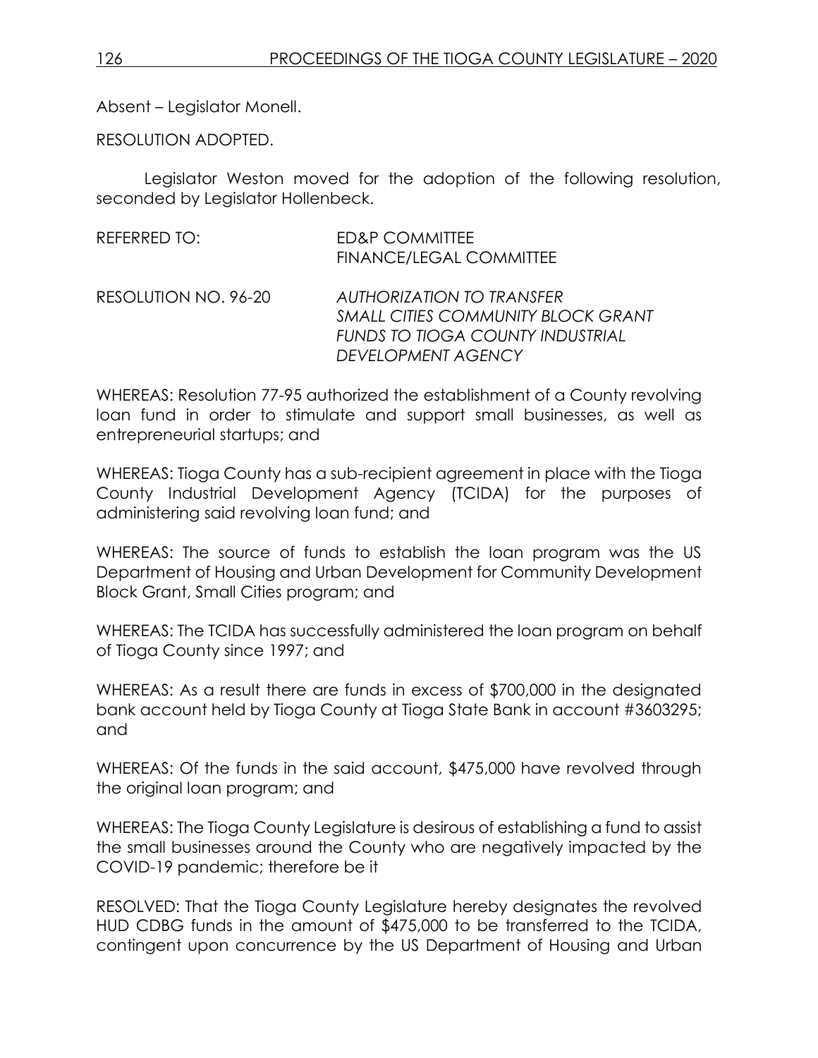Absent – Legislator Monell.

RESOLUTION ADOPTED.

Legislator Weston moved for the adoption of the following resolution, seconded by Legislator Hollenbeck.

REFERRED TO: ED&P COMMITTEE
FINANCE/LEGAL COMMITTEE

RESOLUTION NO. 96-20 *AUTHORIZATION TO TRANSFER SMALL CITIES COMMUNITY BLOCK GRANT FUNDS TO TIOGA COUNTY INDUSTRIAL DEVELOPMENT AGENCY*

WHEREAS: Resolution 77-95 authorized the establishment of a County revolving loan fund in order to stimulate and support small businesses, as well as entrepreneurial startups; and

WHEREAS: Tioga County has a sub-recipient agreement in place with the Tioga County Industrial Development Agency (TCIDA) for the purposes of administering said revolving loan fund; and

WHEREAS: The source of funds to establish the loan program was the US Department of Housing and Urban Development for Community Development Block Grant, Small Cities program; and

WHEREAS: The TCIDA has successfully administered the loan program on behalf of Tioga County since 1997; and

WHEREAS: As a result there are funds in excess of $700,000 in the designated bank account held by Tioga County at Tioga State Bank in account #3603295; and

WHEREAS: Of the funds in the said account, $475,000 have revolved through the original loan program; and

WHEREAS: The Tioga County Legislature is desirous of establishing a fund to assist the small businesses around the County who are negatively impacted by the COVID-19 pandemic; therefore be it

RESOLVED: That the Tioga County Legislature hereby designates the revolved HUD CDBG funds in the amount of $475,000 to be transferred to the TCIDA, contingent upon concurrence by the US Department of Housing and Urban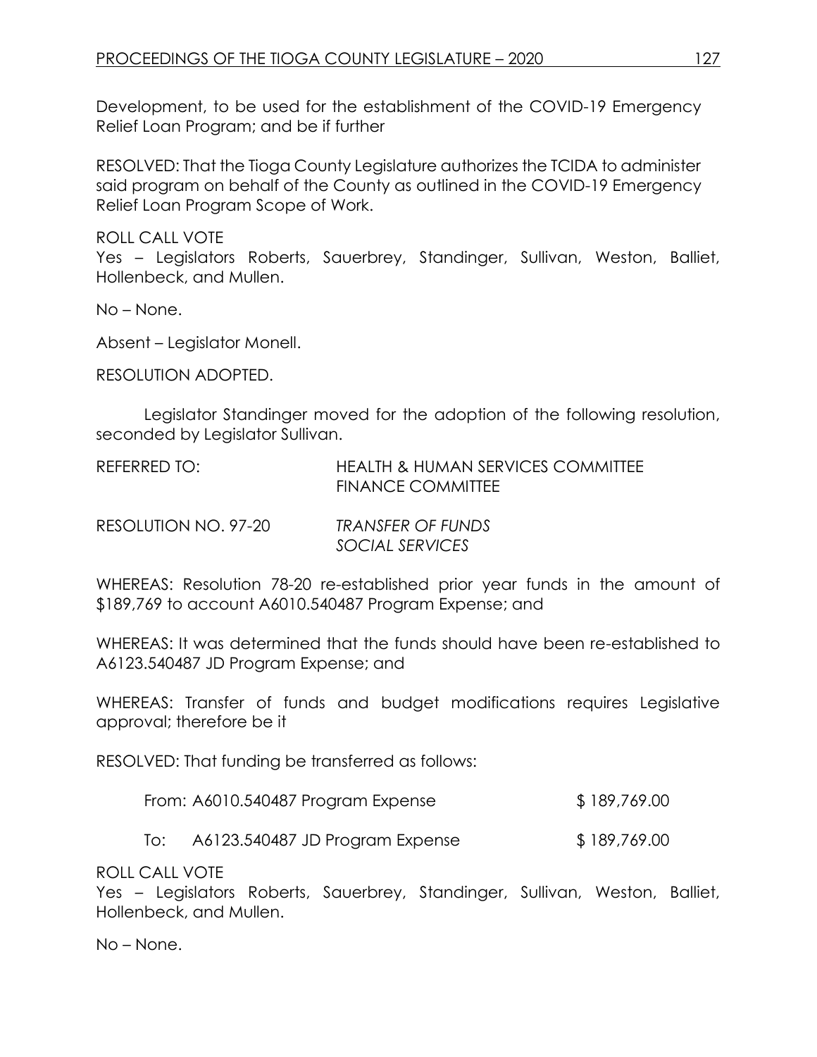Development, to be used for the establishment of the COVID-19 Emergency Relief Loan Program; and be if further

RESOLVED: That the Tioga County Legislature authorizes the TCIDA to administer said program on behalf of the County as outlined in the COVID-19 Emergency Relief Loan Program Scope of Work.

ROLL CALL VOTE
Yes – Legislators Roberts, Sauerbrey, Standinger, Sullivan, Weston, Balliet, Hollenbeck, and Mullen.

No – None.

Absent – Legislator Monell.

RESOLUTION ADOPTED.

Legislator Standinger moved for the adoption of the following resolution, seconded by Legislator Sullivan.

REFERRED TO: HEALTH & HUMAN SERVICES COMMITTEE
FINANCE COMMITTEE

RESOLUTION NO. 97-20 *TRANSFER OF FUNDS*
*SOCIAL SERVICES*

WHEREAS: Resolution 78-20 re-established prior year funds in the amount of $189,769 to account A6010.540487 Program Expense; and

WHEREAS: It was determined that the funds should have been re-established to A6123.540487 JD Program Expense; and

WHEREAS: Transfer of funds and budget modifications requires Legislative approval; therefore be it

RESOLVED: That funding be transferred as follows:

| | |
|---|---|
| From: A6010.540487 Program Expense | $ 189,769.00 |
| To: A6123.540487 JD Program Expense | $ 189,769.00 |

ROLL CALL VOTE
Yes – Legislators Roberts, Sauerbrey, Standinger, Sullivan, Weston, Balliet, Hollenbeck, and Mullen.

No – None.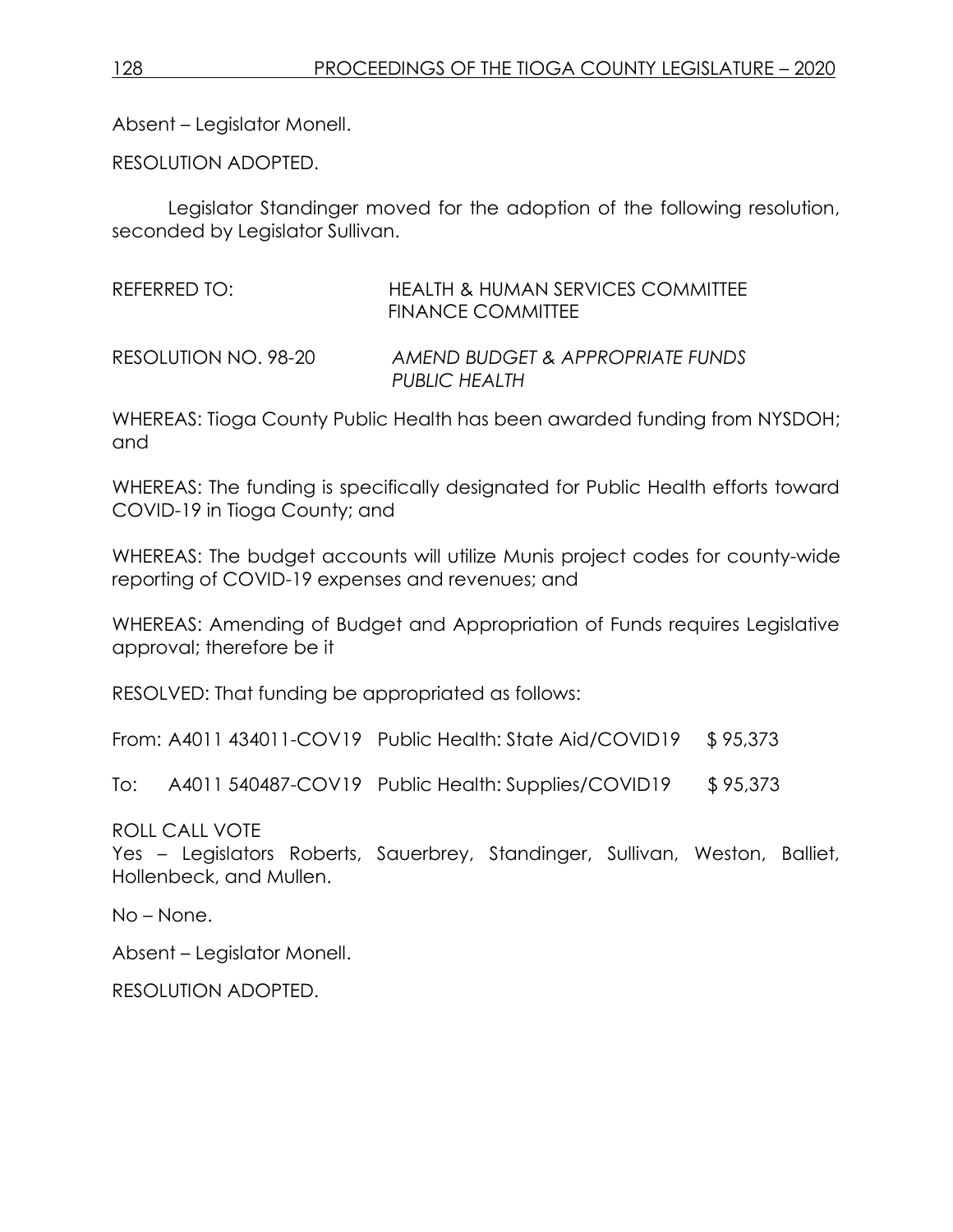Absent – Legislator Monell.

RESOLUTION ADOPTED.

Legislator Standinger moved for the adoption of the following resolution, seconded by Legislator Sullivan.

REFERRED TO: HEALTH & HUMAN SERVICES COMMITTEE
FINANCE COMMITTEE

RESOLUTION NO. 98-20 *AMEND BUDGET & APPROPRIATE FUNDS PUBLIC HEALTH*

WHEREAS: Tioga County Public Health has been awarded funding from NYSDOH; and

WHEREAS: The funding is specifically designated for Public Health efforts toward COVID-19 in Tioga County; and

WHEREAS: The budget accounts will utilize Munis project codes for county-wide reporting of COVID-19 expenses and revenues; and

WHEREAS: Amending of Budget and Appropriation of Funds requires Legislative approval; therefore be it

RESOLVED: That funding be appropriated as follows:

From: A4011 434011-COV19 Public Health: State Aid/COVID19 $ 95,373

To: A4011 540487-COV19 Public Health: Supplies/COVID19 $ 95,373

ROLL CALL VOTE
Yes – Legislators Roberts, Sauerbrey, Standinger, Sullivan, Weston, Balliet, Hollenbeck, and Mullen.

No – None.

Absent – Legislator Monell.

RESOLUTION ADOPTED.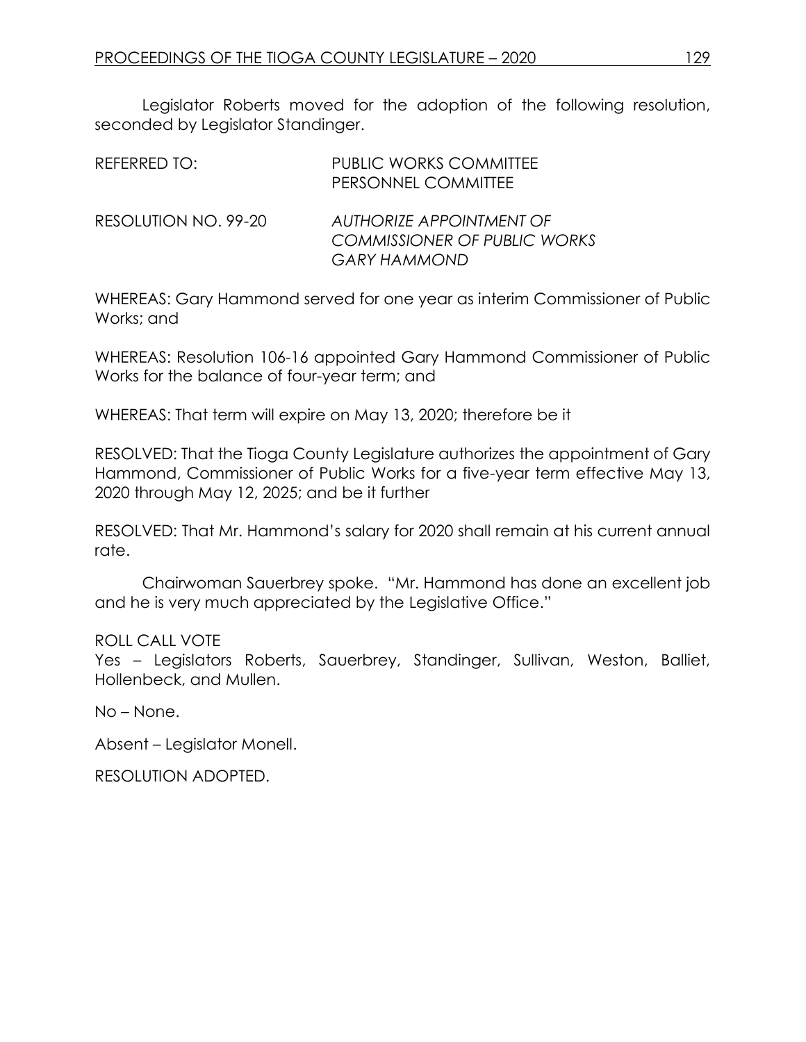Legislator Roberts moved for the adoption of the following resolution, seconded by Legislator Standinger.

REFERRED TO: PUBLIC WORKS COMMITTEE
PERSONNEL COMMITTEE

RESOLUTION NO. 99-20 *AUTHORIZE APPOINTMENT OF COMMISSIONER OF PUBLIC WORKS GARY HAMMOND*

WHEREAS: Gary Hammond served for one year as interim Commissioner of Public Works; and

WHEREAS: Resolution 106-16 appointed Gary Hammond Commissioner of Public Works for the balance of four-year term; and

WHEREAS: That term will expire on May 13, 2020; therefore be it

RESOLVED: That the Tioga County Legislature authorizes the appointment of Gary Hammond, Commissioner of Public Works for a five-year term effective May 13, 2020 through May 12, 2025; and be it further

RESOLVED: That Mr. Hammond's salary for 2020 shall remain at his current annual rate.

Chairwoman Sauerbrey spoke. "Mr. Hammond has done an excellent job and he is very much appreciated by the Legislative Office."

ROLL CALL VOTE
Yes – Legislators Roberts, Sauerbrey, Standinger, Sullivan, Weston, Balliet, Hollenbeck, and Mullen.

No – None.

Absent – Legislator Monell.

RESOLUTION ADOPTED.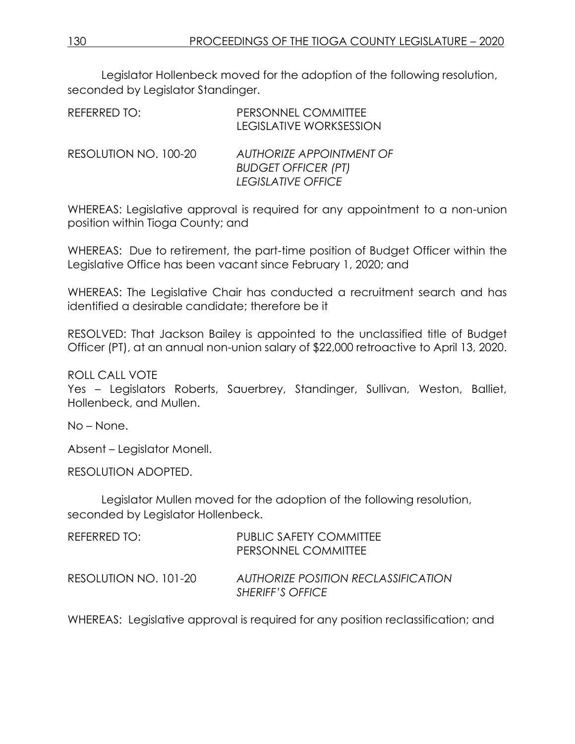Legislator Hollenbeck moved for the adoption of the following resolution, seconded by Legislator Standinger.

REFERRED TO: PERSONNEL COMMITTEE
LEGISLATIVE WORKSESSION

RESOLUTION NO. 100-20 *AUTHORIZE APPOINTMENT OF BUDGET OFFICER (PT) LEGISLATIVE OFFICE*

WHEREAS: Legislative approval is required for any appointment to a non-union position within Tioga County; and

WHEREAS: Due to retirement, the part-time position of Budget Officer within the Legislative Office has been vacant since February 1, 2020; and

WHEREAS: The Legislative Chair has conducted a recruitment search and has identified a desirable candidate; therefore be it

RESOLVED: That Jackson Bailey is appointed to the unclassified title of Budget Officer (PT), at an annual non-union salary of $22,000 retroactive to April 13, 2020.

ROLL CALL VOTE
Yes – Legislators Roberts, Sauerbrey, Standinger, Sullivan, Weston, Balliet, Hollenbeck, and Mullen.

No – None.

Absent – Legislator Monell.

RESOLUTION ADOPTED.

Legislator Mullen moved for the adoption of the following resolution, seconded by Legislator Hollenbeck.

REFERRED TO: PUBLIC SAFETY COMMITTEE
PERSONNEL COMMITTEE

RESOLUTION NO. 101-20 *AUTHORIZE POSITION RECLASSIFICATION SHERIFF'S OFFICE*

WHEREAS: Legislative approval is required for any position reclassification; and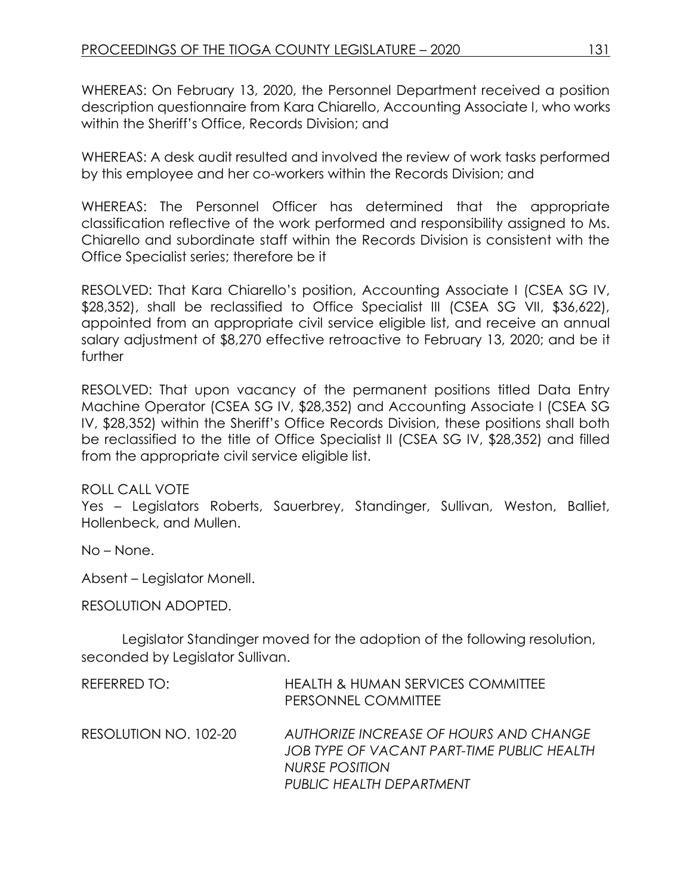WHEREAS: On February 13, 2020, the Personnel Department received a position description questionnaire from Kara Chiarello, Accounting Associate I, who works within the Sheriff's Office, Records Division; and

WHEREAS: A desk audit resulted and involved the review of work tasks performed by this employee and her co-workers within the Records Division; and

WHEREAS: The Personnel Officer has determined that the appropriate classification reflective of the work performed and responsibility assigned to Ms. Chiarello and subordinate staff within the Records Division is consistent with the Office Specialist series; therefore be it

RESOLVED: That Kara Chiarello's position, Accounting Associate I (CSEA SG IV, $28,352), shall be reclassified to Office Specialist III (CSEA SG VII, $36,622), appointed from an appropriate civil service eligible list, and receive an annual salary adjustment of $8,270 effective retroactive to February 13, 2020; and be it further

RESOLVED: That upon vacancy of the permanent positions titled Data Entry Machine Operator (CSEA SG IV, $28,352) and Accounting Associate I (CSEA SG IV, $28,352) within the Sheriff's Office Records Division, these positions shall both be reclassified to the title of Office Specialist II (CSEA SG IV, $28,352) and filled from the appropriate civil service eligible list.

ROLL CALL VOTE
Yes – Legislators Roberts, Sauerbrey, Standinger, Sullivan, Weston, Balliet, Hollenbeck, and Mullen.

No – None.

Absent – Legislator Monell.

RESOLUTION ADOPTED.

Legislator Standinger moved for the adoption of the following resolution, seconded by Legislator Sullivan.

REFERRED TO: HEALTH & HUMAN SERVICES COMMITTEE
PERSONNEL COMMITTEE

RESOLUTION NO. 102-20 *AUTHORIZE INCREASE OF HOURS AND CHANGE JOB TYPE OF VACANT PART-TIME PUBLIC HEALTH NURSE POSITION*
*PUBLIC HEALTH DEPARTMENT*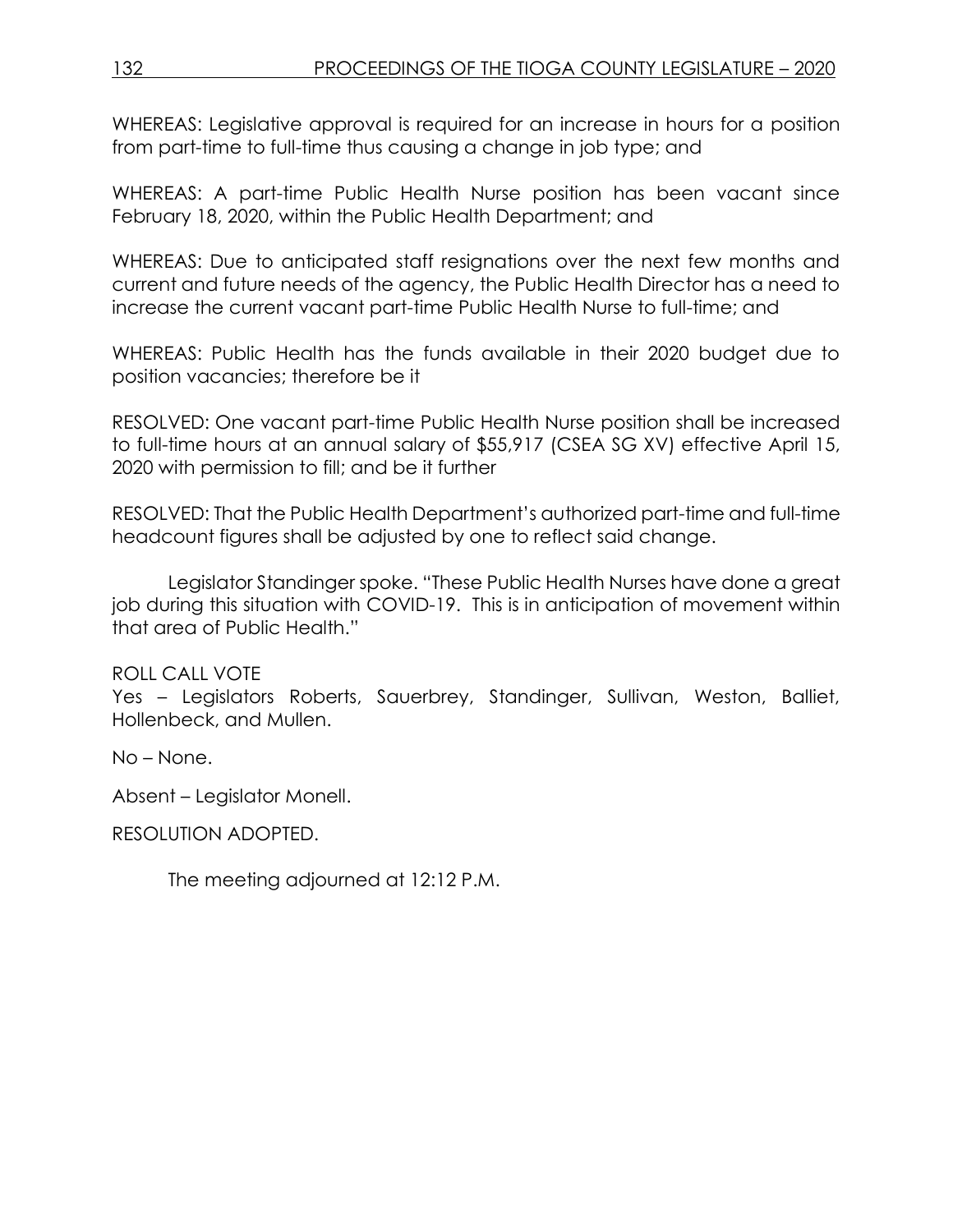WHEREAS: Legislative approval is required for an increase in hours for a position from part-time to full-time thus causing a change in job type; and

WHEREAS: A part-time Public Health Nurse position has been vacant since February 18, 2020, within the Public Health Department; and

WHEREAS: Due to anticipated staff resignations over the next few months and current and future needs of the agency, the Public Health Director has a need to increase the current vacant part-time Public Health Nurse to full-time; and

WHEREAS: Public Health has the funds available in their 2020 budget due to position vacancies; therefore be it

RESOLVED: One vacant part-time Public Health Nurse position shall be increased to full-time hours at an annual salary of $55,917 (CSEA SG XV) effective April 15, 2020 with permission to fill; and be it further

RESOLVED: That the Public Health Department's authorized part-time and full-time headcount figures shall be adjusted by one to reflect said change.

Legislator Standinger spoke. "These Public Health Nurses have done a great job during this situation with COVID-19. This is in anticipation of movement within that area of Public Health."

ROLL CALL VOTE
Yes – Legislators Roberts, Sauerbrey, Standinger, Sullivan, Weston, Balliet, Hollenbeck, and Mullen.

No – None.

Absent – Legislator Monell.

RESOLUTION ADOPTED.

The meeting adjourned at 12:12 P.M.